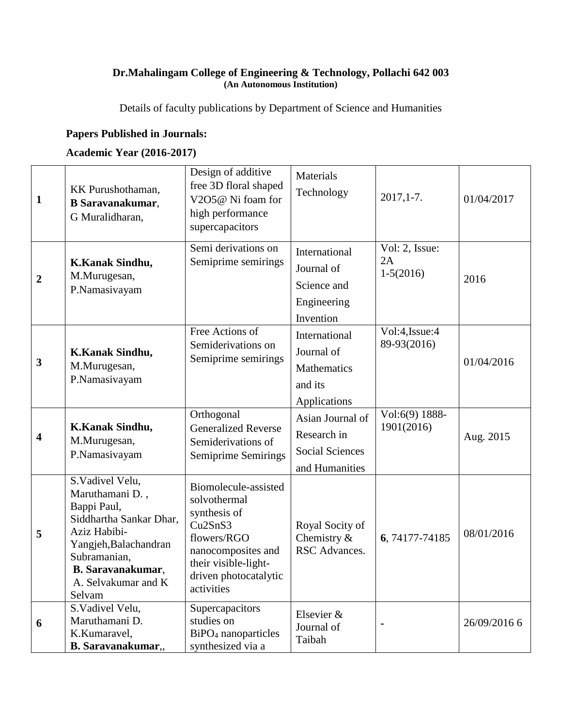**Dr.Mahalingam College of Engineering & Technology, Pollachi 642 003**
**(An Autonomous Institution)**

Details of faculty publications by Department of Science and Humanities

**Papers Published in Journals:**

**Academic Year (2016-2017)**

| | | | | | |
|---|---|---|---|---|---|
| **1** | KK Purushothaman, **B Saravanakumar**, G Muralidharan, | Design of additive free 3D floral shaped V2O5@ Ni foam for high performance supercapacitors | Materials Technology | 2017,1-7. | 01/04/2017 |
| **2** | **K.Kanak Sindhu,** M.Murugesan, P.Namasivayam | Semi derivations on Semiprime semirings | International Journal of Science and Engineering Invention | Vol: 2, Issue: 2A 1-5(2016) | 2016 |
| **3** | **K.Kanak Sindhu,** M.Murugesan, P.Namasivayam | Free Actions of Semiderivations on Semiprime semirings | International Journal of Mathematics and its Applications | Vol:4,Issue:4 89-93(2016) | 01/04/2016 |
| **4** | **K.Kanak Sindhu,** M.Murugesan, P.Namasivayam | Orthogonal Generalized Reverse Semiderivations of Semiprime Semirings | Asian Journal of Research in Social Sciences and Humanities | Vol:6(9) 1888-1901(2016) | Aug. 2015 |
| **5** | S.Vadivel Velu, Maruthamani D. , Bappi Paul, Siddhartha Sankar Dhar, Aziz Habibi-Yangjeh,Balachandran Subramanian, **B. Saravanakumar**, A. Selvakumar and K Selvam | Biomolecule-assisted solvothermal synthesis of Cu2SnS3 flowers/RGO nanocomposites and their visible-light-driven photocatalytic activities | Royal Socity of Chemistry & RSC Advances. | **6**, 74177-74185 | 08/01/2016 |
| **6** | S.Vadivel Velu, Maruthamani D. K.Kumaravel, **B. Saravanakumar**,, | Supercapacitors studies on $BiPO_4$ nanoparticles synthesized via a | Elsevier & Journal of Taibah | - | 26/09/2016 6 |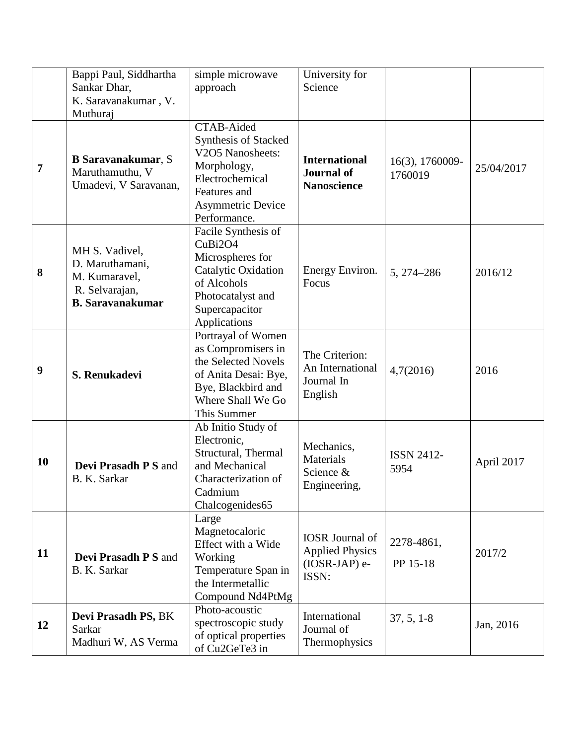|  |  |  |  |  |  |
|---|---|---|---|---|---|
|  | Bappi Paul, Siddhartha Sankar Dhar, K. Saravanakumar , V. Muthuraj | simple microwave approach | University for Science |  |  |
| **7** | **B Saravanakumar**, S Maruthamuthu, V Umadevi, V Saravanan, | CTAB-Aided Synthesis of Stacked $V_2O_5$ Nanosheets: Morphology, Electrochemical Features and Asymmetric Device Performance. | **International Journal of Nanoscience** | 16(3), 1760009-1760019 | 25/04/2017 |
| **8** | MH S. Vadivel, D. Maruthamani, M. Kumaravel, R. Selvarajan, **B. Saravanakumar** | Facile Synthesis of $CuBi_2O_4$ Microspheres for Catalytic Oxidation of Alcohols Photocatalyst and Supercapacitor Applications | Energy Environ. Focus | 5, 274–286 | 2016/12 |
| **9** | **S. Renukadevi** | Portrayal of Women as Compromisers in the Selected Novels of Anita Desai: Bye, Bye, Blackbird and Where Shall We Go This Summer | The Criterion: An International Journal In English | 4,7(2016) | 2016 |
| **10** | **Devi Prasadh P S** and B. K. Sarkar | Ab Initio Study of Electronic, Structural, Thermal and Mechanical Characterization of Cadmium Chalcogenides65 | Mechanics, Materials Science & Engineering, | ISSN 2412-5954 | April 2017 |
| **11** | **Devi Prasadh P S** and B. K. Sarkar | Large Magnetocaloric Effect with a Wide Working Temperature Span in the Intermetallic Compound $Nd_4PtMg$ | IOSR Journal of Applied Physics (IOSR-JAP) e-ISSN: | 2278-4861, PP 15-18 | 2017/2 |
| **12** | **Devi Prasadh PS,** BK Sarkar Madhuri W, AS Verma | Photo-acoustic spectroscopic study of optical properties of $Cu_2GeTe_3$ in | International Journal of Thermophysics | 37, 5, 1-8 | Jan, 2016 |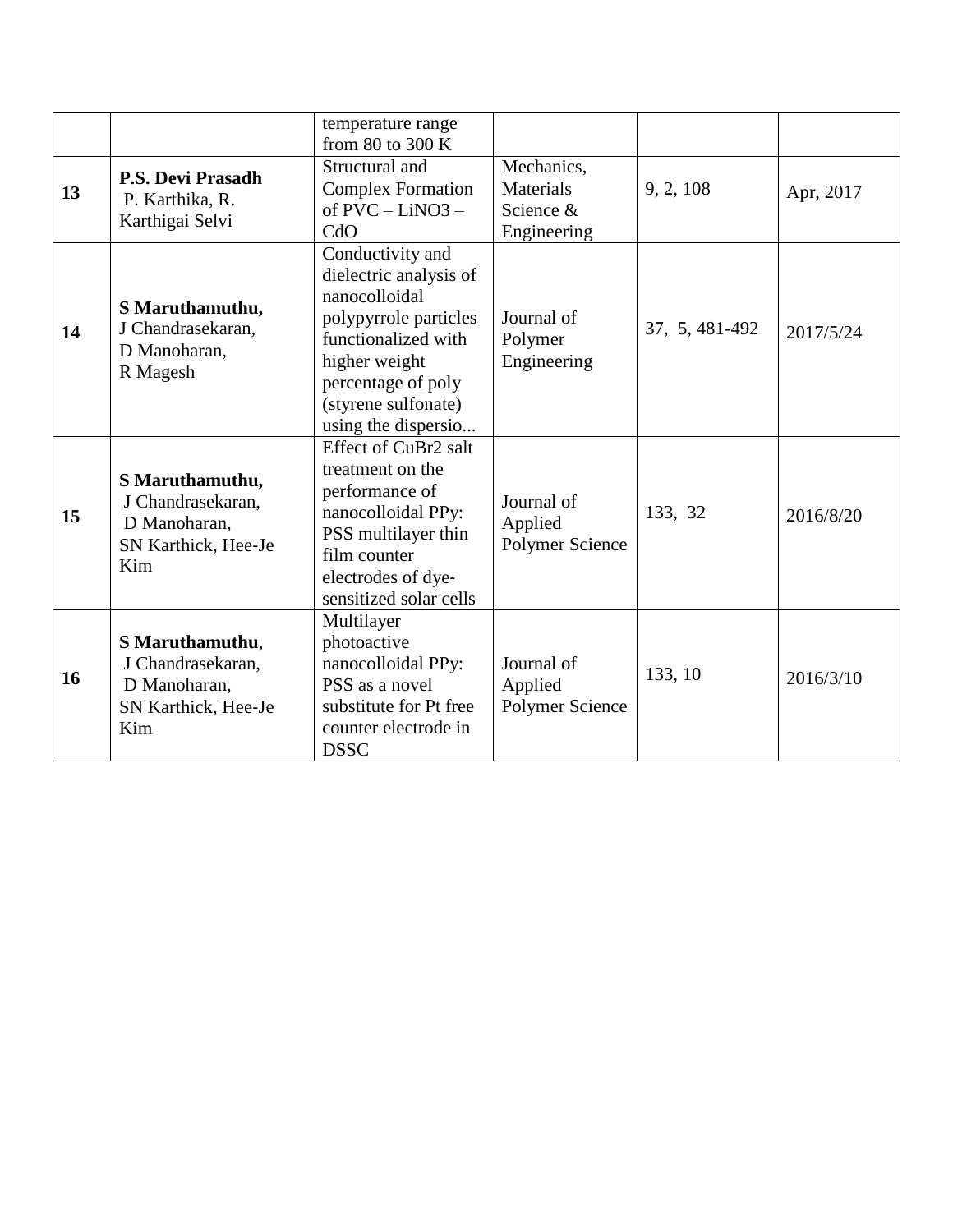| | | | | | |
|---|---|---|---|---|---|
| | | temperature range from 80 to 300 K | | | |
| **13** | **P.S. Devi Prasadh** P. Karthika, R. Karthigai Selvi | Structural and Complex Formation of PVC – $LiNO_3$ – CdO | Mechanics, Materials Science & Engineering | 9, 2, 108 | Apr, 2017 |
| **14** | **S Maruthamuthu,** J Chandrasekaran, D Manoharan, R Magesh | Conductivity and dielectric analysis of nanocolloidal polypyrrole particles functionalized with higher weight percentage of poly (styrene sulfonate) using the dispersio... | Journal of Polymer Engineering | 37, 5, 481-492 | 2017/5/24 |
| **15** | **S Maruthamuthu,** J Chandrasekaran, D Manoharan, SN Karthick, Hee-Je Kim | Effect of $CuBr_2$ salt treatment on the performance of nanocolloidal PPy: PSS multilayer thin film counter electrodes of dye-sensitized solar cells | Journal of Applied Polymer Science | 133, 32 | 2016/8/20 |
| **16** | **S Maruthamuthu**, J Chandrasekaran, D Manoharan, SN Karthick, Hee-Je Kim | Multilayer photoactive nanocolloidal PPy: PSS as a novel substitute for Pt free counter electrode in DSSC | Journal of Applied Polymer Science | 133, 10 | 2016/3/10 |